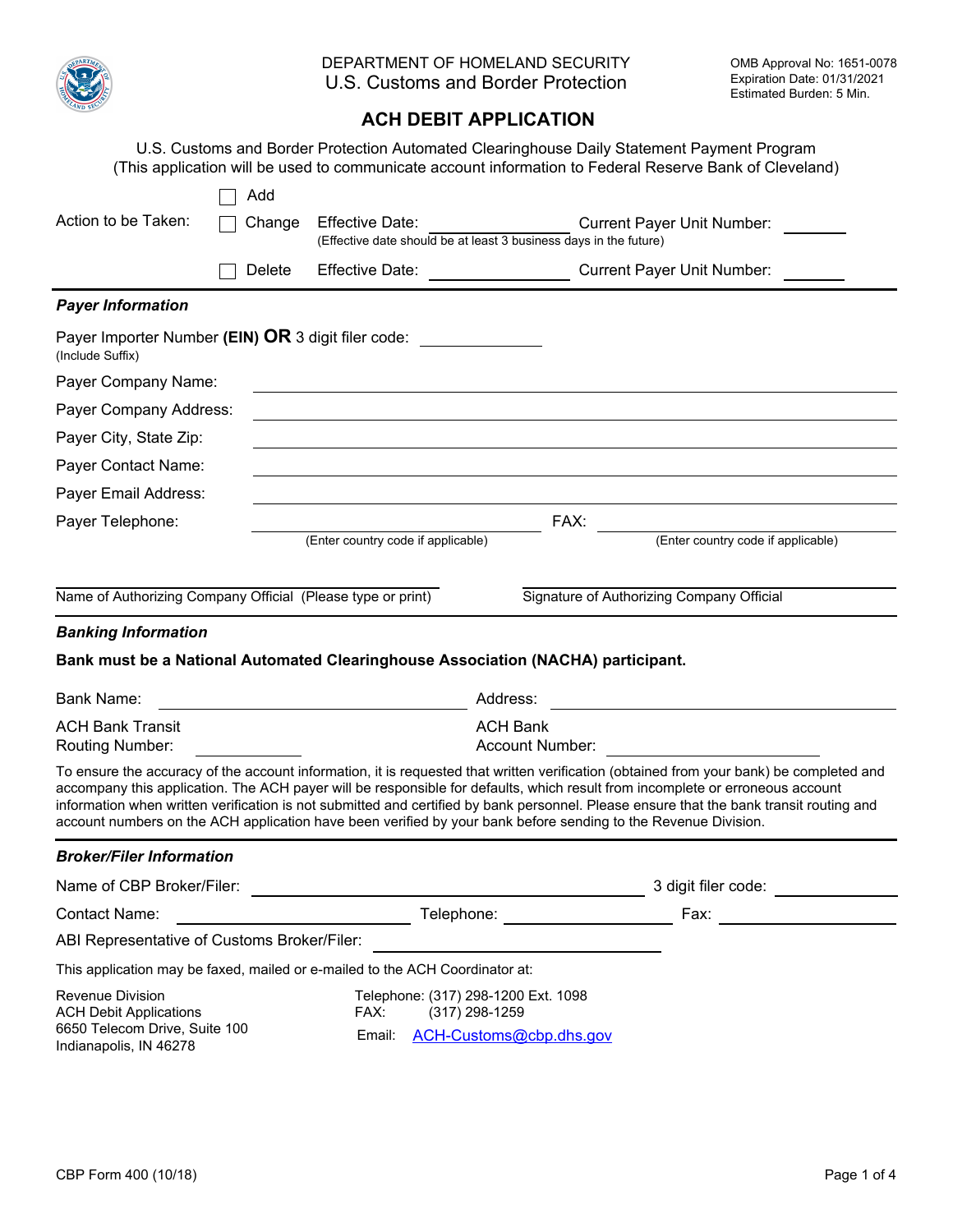DEPARTMENT OF HOMELAND SECURITY
U.S. Customs and Border Protection

OMB Approval No: 1651-0078
Expiration Date: 01/31/2021
Estimated Burden: 5 Min.

# ACH DEBIT APPLICATION

U.S. Customs and Border Protection Automated Clearinghouse Daily Statement Payment Program
(This application will be used to communicate account information to Federal Reserve Bank of Cleveland)

Action to be Taken:

- ☐ Add
- ☐ Change  Effective Date: ____________  Current Payer Unit Number: ________
  (Effective date should be at least 3 business days in the future)
- ☐ Delete  Effective Date: ____________  Current Payer Unit Number: ________

### *Payer Information*

Payer Importer Number **(EIN)** **OR** 3 digit filer code: ____________
(Include Suffix)

Payer Company Name: ____________

Payer Company Address: ____________

Payer City, State Zip: ____________

Payer Contact Name: ____________

Payer Email Address: ____________

Payer Telephone: ____________ (Enter country code if applicable)  FAX: ____________ (Enter country code if applicable)

____________ Name of Authorizing Company Official (Please type or print)

____________ Signature of Authorizing Company Official

### *Banking Information*

**Bank must be a National Automated Clearinghouse Association (NACHA) participant.**

Bank Name: ____________  Address: ____________

ACH Bank Transit Routing Number: ____________  ACH Bank Account Number: ____________

To ensure the accuracy of the account information, it is requested that written verification (obtained from your bank) be completed and accompany this application. The ACH payer will be responsible for defaults, which result from incomplete or erroneous account information when written verification is not submitted and certified by bank personnel. Please ensure that the bank transit routing and account numbers on the ACH application have been verified by your bank before sending to the Revenue Division.

### *Broker/Filer Information*

Name of CBP Broker/Filer: ____________  3 digit filer code: ____________

Contact Name: ____________  Telephone: ____________  Fax: ____________

ABI Representative of Customs Broker/Filer: ____________

This application may be faxed, mailed or e-mailed to the ACH Coordinator at:

Revenue Division
ACH Debit Applications
6650 Telecom Drive, Suite 100
Indianapolis, IN 46278

Telephone: (317) 298-1200 Ext. 1098
FAX: (317) 298-1259
Email: ACH-Customs@cbp.dhs.gov

CBP Form 400 (10/18)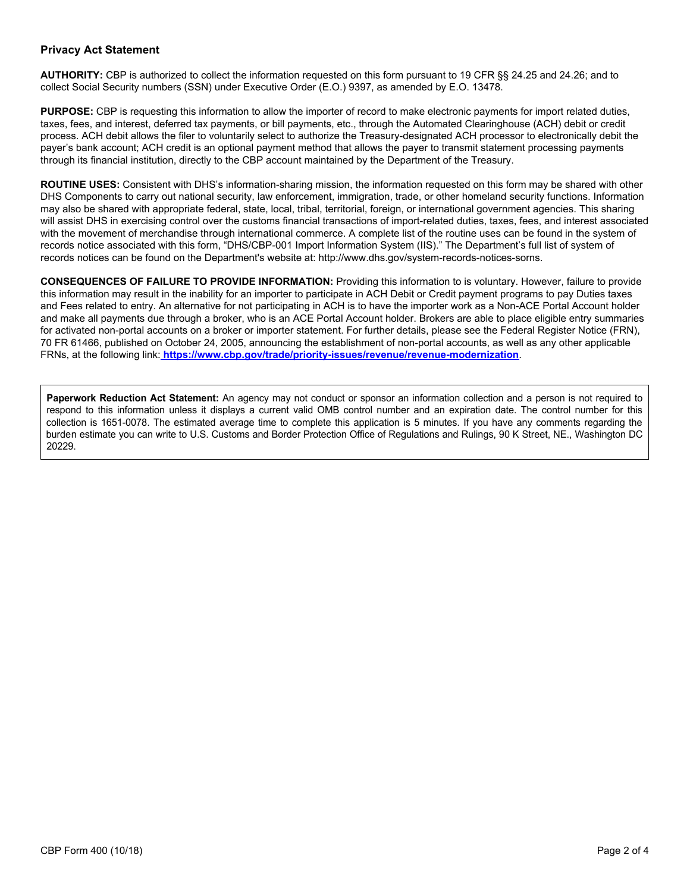## Privacy Act Statement

**AUTHORITY:** CBP is authorized to collect the information requested on this form pursuant to 19 CFR §§ 24.25 and 24.26; and to collect Social Security numbers (SSN) under Executive Order (E.O.) 9397, as amended by E.O. 13478.

**PURPOSE:** CBP is requesting this information to allow the importer of record to make electronic payments for import related duties, taxes, fees, and interest, deferred tax payments, or bill payments, etc., through the Automated Clearinghouse (ACH) debit or credit process. ACH debit allows the filer to voluntarily select to authorize the Treasury-designated ACH processor to electronically debit the payer's bank account; ACH credit is an optional payment method that allows the payer to transmit statement processing payments through its financial institution, directly to the CBP account maintained by the Department of the Treasury.

**ROUTINE USES:** Consistent with DHS's information-sharing mission, the information requested on this form may be shared with other DHS Components to carry out national security, law enforcement, immigration, trade, or other homeland security functions. Information may also be shared with appropriate federal, state, local, tribal, territorial, foreign, or international government agencies. This sharing will assist DHS in exercising control over the customs financial transactions of import-related duties, taxes, fees, and interest associated with the movement of merchandise through international commerce. A complete list of the routine uses can be found in the system of records notice associated with this form, "DHS/CBP-001 Import Information System (IIS)." The Department's full list of system of records notices can be found on the Department's website at: http://www.dhs.gov/system-records-notices-sorns.

**CONSEQUENCES OF FAILURE TO PROVIDE INFORMATION:** Providing this information to is voluntary. However, failure to provide this information may result in the inability for an importer to participate in ACH Debit or Credit payment programs to pay Duties taxes and Fees related to entry. An alternative for not participating in ACH is to have the importer work as a Non-ACE Portal Account holder and make all payments due through a broker, who is an ACE Portal Account holder. Brokers are able to place eligible entry summaries for activated non-portal accounts on a broker or importer statement. For further details, please see the Federal Register Notice (FRN), 70 FR 61466, published on October 24, 2005, announcing the establishment of non-portal accounts, as well as any other applicable FRNs, at the following link: **https://www.cbp.gov/trade/priority-issues/revenue/revenue-modernization**.

**Paperwork Reduction Act Statement:** An agency may not conduct or sponsor an information collection and a person is not required to respond to this information unless it displays a current valid OMB control number and an expiration date. The control number for this collection is 1651-0078. The estimated average time to complete this application is 5 minutes. If you have any comments regarding the burden estimate you can write to U.S. Customs and Border Protection Office of Regulations and Rulings, 90 K Street, NE., Washington DC 20229.

CBP Form 400 (10/18)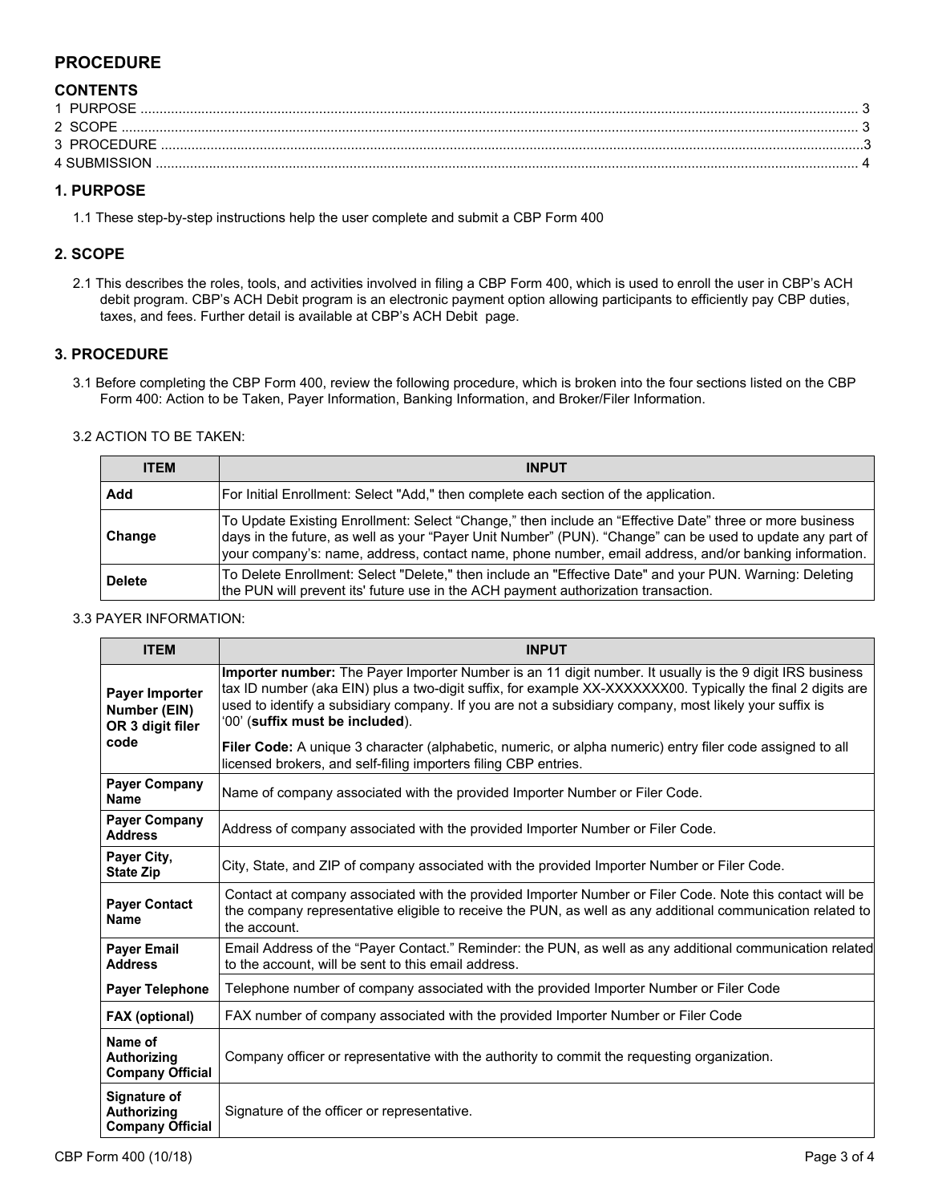# PROCEDURE

## CONTENTS

1 PURPOSE ........................................................................................................................................................................ 3
2 SCOPE ............................................................................................................................................................................ 3
3 PROCEDURE ..................................................................................................................................................................3
4 SUBMISSION ................................................................................................................................................................... 4

## 1. PURPOSE

1.1 These step-by-step instructions help the user complete and submit a CBP Form 400

## 2. SCOPE

2.1 This describes the roles, tools, and activities involved in filing a CBP Form 400, which is used to enroll the user in CBP's ACH debit program. CBP's ACH Debit program is an electronic payment option allowing participants to efficiently pay CBP duties, taxes, and fees. Further detail is available at CBP's ACH Debit page.

## 3. PROCEDURE

3.1 Before completing the CBP Form 400, review the following procedure, which is broken into the four sections listed on the CBP Form 400: Action to be Taken, Payer Information, Banking Information, and Broker/Filer Information.

3.2 ACTION TO BE TAKEN:

| ITEM | INPUT |
|---|---|
| **Add** | For Initial Enrollment: Select "Add," then complete each section of the application. |
| **Change** | To Update Existing Enrollment: Select "Change," then include an "Effective Date" three or more business days in the future, as well as your "Payer Unit Number" (PUN). "Change" can be used to update any part of your company's: name, address, contact name, phone number, email address, and/or banking information. |
| **Delete** | To Delete Enrollment: Select "Delete," then include an "Effective Date" and your PUN. Warning: Deleting the PUN will prevent its' future use in the ACH payment authorization transaction. |

3.3 PAYER INFORMATION:

| ITEM | INPUT |
|---|---|
| **Payer Importer Number (EIN) OR 3 digit filer code** | **Importer number:** The Payer Importer Number is an 11 digit number. It usually is the 9 digit IRS business tax ID number (aka EIN) plus a two-digit suffix, for example XX-XXXXXXX00. Typically the final 2 digits are used to identify a subsidiary company. If you are not a subsidiary company, most likely your suffix is '00' (**suffix must be included**).<br><br>**Filer Code:** A unique 3 character (alphabetic, numeric, or alpha numeric) entry filer code assigned to all licensed brokers, and self-filing importers filing CBP entries. |
| **Payer Company Name** | Name of company associated with the provided Importer Number or Filer Code. |
| **Payer Company Address** | Address of company associated with the provided Importer Number or Filer Code. |
| **Payer City, State Zip** | City, State, and ZIP of company associated with the provided Importer Number or Filer Code. |
| **Payer Contact Name** | Contact at company associated with the provided Importer Number or Filer Code. Note this contact will be the company representative eligible to receive the PUN, as well as any additional communication related to the account. |
| **Payer Email Address** | Email Address of the "Payer Contact." Reminder: the PUN, as well as any additional communication related to the account, will be sent to this email address. |
| **Payer Telephone** | Telephone number of company associated with the provided Importer Number or Filer Code |
| **FAX (optional)** | FAX number of company associated with the provided Importer Number or Filer Code |
| **Name of Authorizing Company Official** | Company officer or representative with the authority to commit the requesting organization. |
| **Signature of Authorizing Company Official** | Signature of the officer or representative. |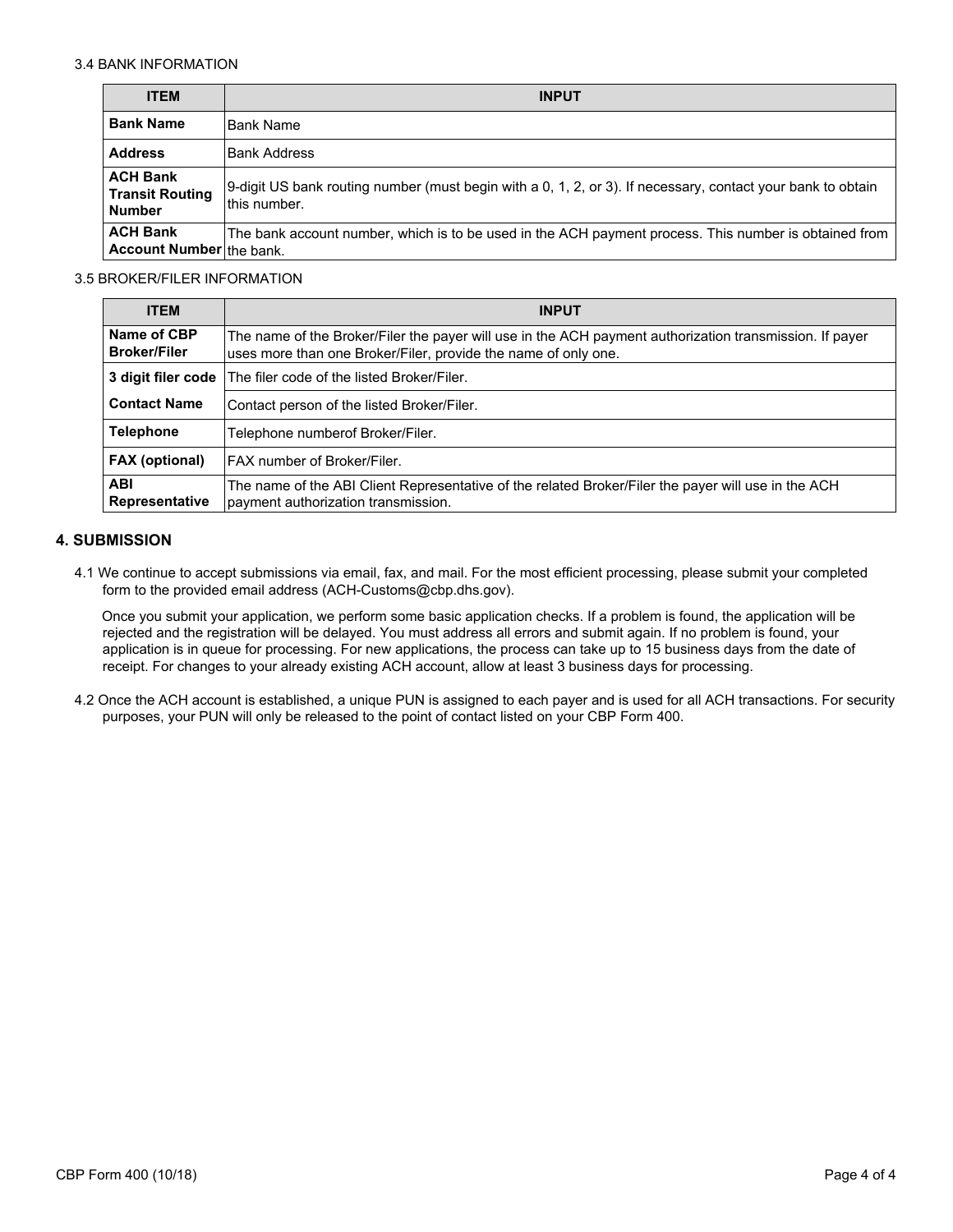3.4 BANK INFORMATION

| ITEM | INPUT |
|---|---|
| **Bank Name** | Bank Name |
| **Address** | Bank Address |
| **ACH Bank Transit Routing Number** | 9-digit US bank routing number (must begin with a 0, 1, 2, or 3). If necessary, contact your bank to obtain this number. |
| **ACH Bank Account Number** | The bank account number, which is to be used in the ACH payment process. This number is obtained from the bank. |

3.5 BROKER/FILER INFORMATION

| ITEM | INPUT |
|---|---|
| **Name of CBP Broker/Filer** | The name of the Broker/Filer the payer will use in the ACH payment authorization transmission. If payer uses more than one Broker/Filer, provide the name of only one. |
| **3 digit filer code** | The filer code of the listed Broker/Filer. |
| **Contact Name** | Contact person of the listed Broker/Filer. |
| **Telephone** | Telephone numberof Broker/Filer. |
| **FAX (optional)** | FAX number of Broker/Filer. |
| **ABI Representative** | The name of the ABI Client Representative of the related Broker/Filer the payer will use in the ACH payment authorization transmission. |

## 4. SUBMISSION

4.1 We continue to accept submissions via email, fax, and mail. For the most efficient processing, please submit your completed form to the provided email address (ACH-Customs@cbp.dhs.gov).

Once you submit your application, we perform some basic application checks. If a problem is found, the application will be rejected and the registration will be delayed. You must address all errors and submit again. If no problem is found, your application is in queue for processing. For new applications, the process can take up to 15 business days from the date of receipt. For changes to your already existing ACH account, allow at least 3 business days for processing.

4.2 Once the ACH account is established, a unique PUN is assigned to each payer and is used for all ACH transactions. For security purposes, your PUN will only be released to the point of contact listed on your CBP Form 400.